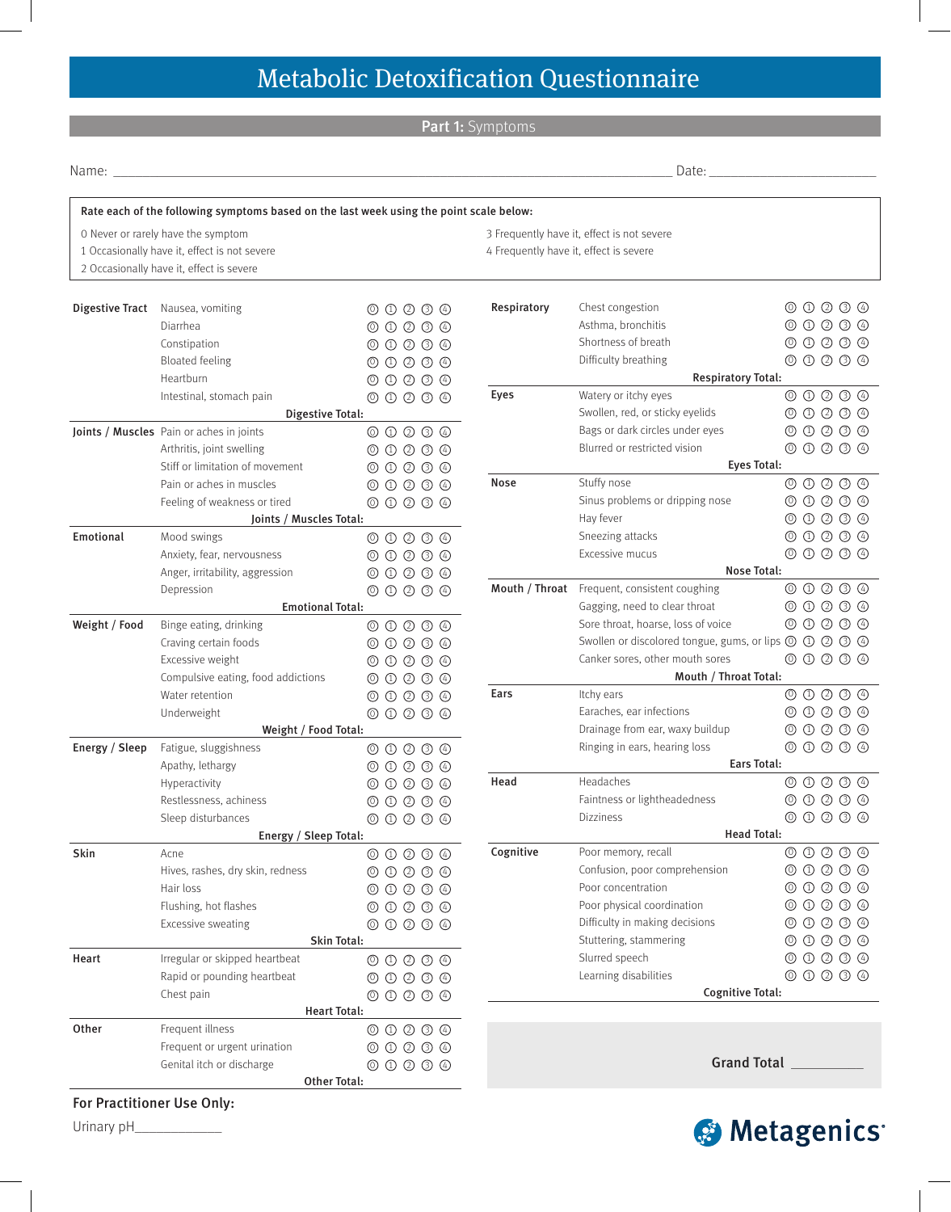# Metabolic Detoxification Questionnaire

## Part 1: Symptoms

Name: ______________________________ Date: ______________

**Rate each of the following symptoms based on the last week using the point scale below:**

0 Never or rarely have the symptom
1 Occasionally have it, effect is not severe
2 Occasionally have it, effect is severe
3 Frequently have it, effect is not severe
4 Frequently have it, effect is severe

| Category | Symptom | Rating |
|---|---|---|
| **Digestive Tract** | Nausea, vomiting | ⓪ ① ② ③ ④ |
| | Diarrhea | ⓪ ① ② ③ ④ |
| | Constipation | ⓪ ① ② ③ ④ |
| | Bloated feeling | ⓪ ① ② ③ ④ |
| | Heartburn | ⓪ ① ② ③ ④ |
| | Intestinal, stomach pain | ⓪ ① ② ③ ④ |
| | **Digestive Total:** | |
| **Joints / Muscles** | Pain or aches in joints | ⓪ ① ② ③ ④ |
| | Arthritis, joint swelling | ⓪ ① ② ③ ④ |
| | Stiff or limitation of movement | ⓪ ① ② ③ ④ |
| | Pain or aches in muscles | ⓪ ① ② ③ ④ |
| | Feeling of weakness or tired | ⓪ ① ② ③ ④ |
| | **Joints / Muscles Total:** | |
| **Emotional** | Mood swings | ⓪ ① ② ③ ④ |
| | Anxiety, fear, nervousness | ⓪ ① ② ③ ④ |
| | Anger, irritability, aggression | ⓪ ① ② ③ ④ |
| | Depression | ⓪ ① ② ③ ④ |
| | **Emotional Total:** | |
| **Weight / Food** | Binge eating, drinking | ⓪ ① ② ③ ④ |
| | Craving certain foods | ⓪ ① ② ③ ④ |
| | Excessive weight | ⓪ ① ② ③ ④ |
| | Compulsive eating, food addictions | ⓪ ① ② ③ ④ |
| | Water retention | ⓪ ① ② ③ ④ |
| | Underweight | ⓪ ① ② ③ ④ |
| | **Weight / Food Total:** | |
| **Energy / Sleep** | Fatigue, sluggishness | ⓪ ① ② ③ ④ |
| | Apathy, lethargy | ⓪ ① ② ③ ④ |
| | Hyperactivity | ⓪ ① ② ③ ④ |
| | Restlessness, achiness | ⓪ ① ② ③ ④ |
| | Sleep disturbances | ⓪ ① ② ③ ④ |
| | **Energy / Sleep Total:** | |
| **Skin** | Acne | ⓪ ① ② ③ ④ |
| | Hives, rashes, dry skin, redness | ⓪ ① ② ③ ④ |
| | Hair loss | ⓪ ① ② ③ ④ |
| | Flushing, hot flashes | ⓪ ① ② ③ ④ |
| | Excessive sweating | ⓪ ① ② ③ ④ |
| | **Skin Total:** | |
| **Heart** | Irregular or skipped heartbeat | ⓪ ① ② ③ ④ |
| | Rapid or pounding heartbeat | ⓪ ① ② ③ ④ |
| | Chest pain | ⓪ ① ② ③ ④ |
| | **Heart Total:** | |
| **Other** | Frequent illness | ⓪ ① ② ③ ④ |
| | Frequent or urgent urination | ⓪ ① ② ③ ④ |
| | Genital itch or discharge | ⓪ ① ② ③ ④ |
| | **Other Total:** | |
| **Respiratory** | Chest congestion | ⓪ ① ② ③ ④ |
| | Asthma, bronchitis | ⓪ ① ② ③ ④ |
| | Shortness of breath | ⓪ ① ② ③ ④ |
| | Difficulty breathing | ⓪ ① ② ③ ④ |
| | **Respiratory Total:** | |
| **Eyes** | Watery or itchy eyes | ⓪ ① ② ③ ④ |
| | Swollen, red, or sticky eyelids | ⓪ ① ② ③ ④ |
| | Bags or dark circles under eyes | ⓪ ① ② ③ ④ |
| | Blurred or restricted vision | ⓪ ① ② ③ ④ |
| | **Eyes Total:** | |
| **Nose** | Stuffy nose | ⓪ ① ② ③ ④ |
| | Sinus problems or dripping nose | ⓪ ① ② ③ ④ |
| | Hay fever | ⓪ ① ② ③ ④ |
| | Sneezing attacks | ⓪ ① ② ③ ④ |
| | Excessive mucus | ⓪ ① ② ③ ④ |
| | **Nose Total:** | |
| **Mouth / Throat** | Frequent, consistent coughing | ⓪ ① ② ③ ④ |
| | Gagging, need to clear throat | ⓪ ① ② ③ ④ |
| | Sore throat, hoarse, loss of voice | ⓪ ① ② ③ ④ |
| | Swollen or discolored tongue, gums, or lips | ⓪ ① ② ③ ④ |
| | Canker sores, other mouth sores | ⓪ ① ② ③ ④ |
| | **Mouth / Throat Total:** | |
| **Ears** | Itchy ears | ⓪ ① ② ③ ④ |
| | Earaches, ear infections | ⓪ ① ② ③ ④ |
| | Drainage from ear, waxy buildup | ⓪ ① ② ③ ④ |
| | Ringing in ears, hearing loss | ⓪ ① ② ③ ④ |
| | **Ears Total:** | |
| **Head** | Headaches | ⓪ ① ② ③ ④ |
| | Faintness or lightheadedness | ⓪ ① ② ③ ④ |
| | Dizziness | ⓪ ① ② ③ ④ |
| | **Head Total:** | |
| **Cognitive** | Poor memory, recall | ⓪ ① ② ③ ④ |
| | Confusion, poor comprehension | ⓪ ① ② ③ ④ |
| | Poor concentration | ⓪ ① ② ③ ④ |
| | Poor physical coordination | ⓪ ① ② ③ ④ |
| | Difficulty in making decisions | ⓪ ① ② ③ ④ |
| | Stuttering, stammering | ⓪ ① ② ③ ④ |
| | Slurred speech | ⓪ ① ② ③ ④ |
| | Learning disabilities | ⓪ ① ② ③ ④ |
| | **Cognitive Total:** | |

**Grand Total** __________

**For Practitioner Use Only:**

Urinary pH____________

Metagenics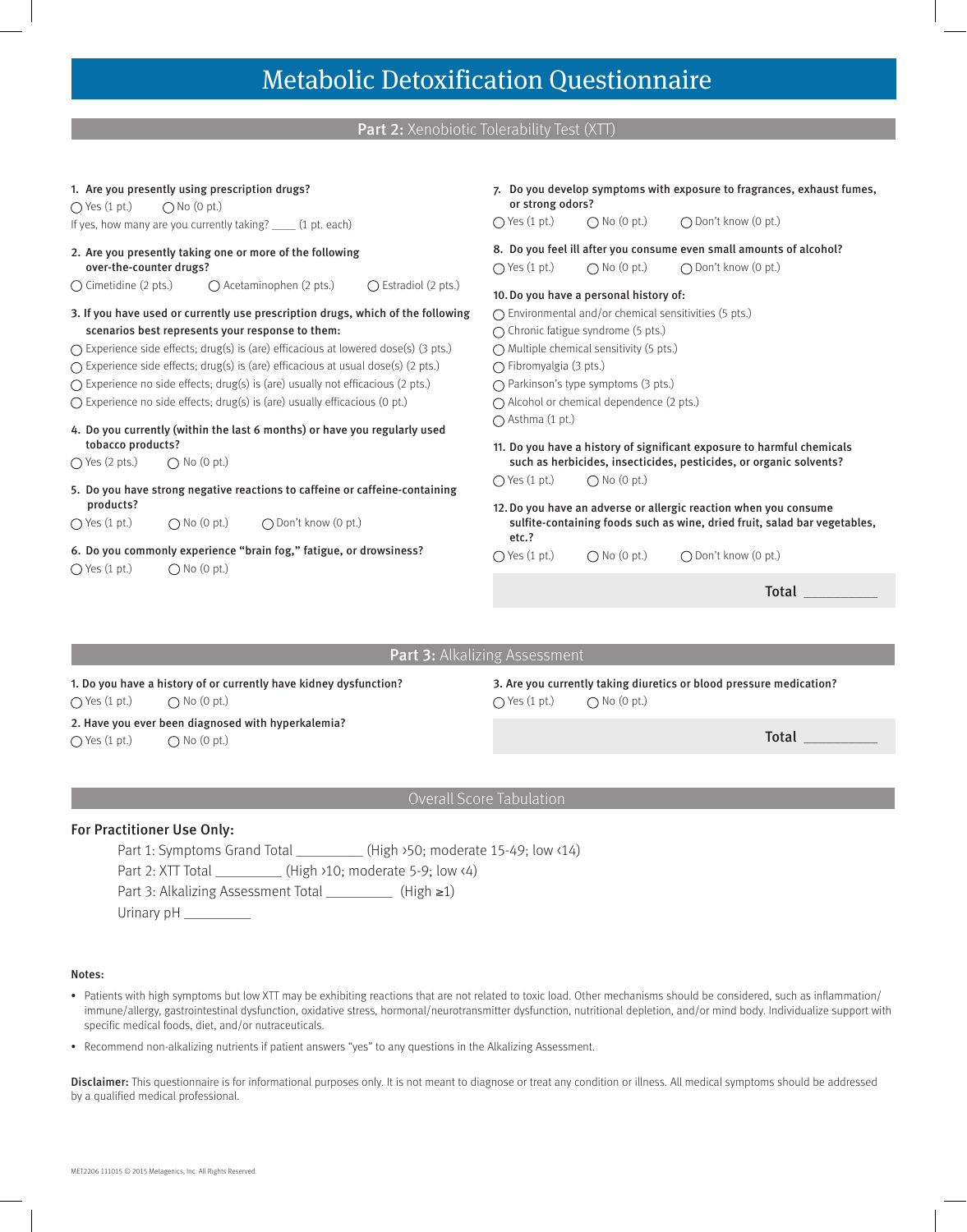# Metabolic Detoxification Questionnaire

## Part 2: Xenobiotic Tolerability Test (XTT)

**1. Are you presently using prescription drugs?**

◯ Yes (1 pt.) ◯ No (0 pt.)

If yes, how many are you currently taking? ____ (1 pt. each)

**2. Are you presently taking one or more of the following over-the-counter drugs?**

◯ Cimetidine (2 pts.) ◯ Acetaminophen (2 pts.) ◯ Estradiol (2 pts.)

**3. If you have used or currently use prescription drugs, which of the following scenarios best represents your response to them:**

◯ Experience side effects; drug(s) is (are) efficacious at lowered dose(s) (3 pts.)
◯ Experience side effects; drug(s) is (are) efficacious at usual dose(s) (2 pts.)
◯ Experience no side effects; drug(s) is (are) usually not efficacious (2 pts.)
◯ Experience no side effects; drug(s) is (are) usually efficacious (0 pt.)

**4. Do you currently (within the last 6 months) or have you regularly used tobacco products?**

◯ Yes (2 pts.) ◯ No (0 pt.)

**5. Do you have strong negative reactions to caffeine or caffeine-containing products?**

◯ Yes (1 pt.) ◯ No (0 pt.) ◯ Don't know (0 pt.)

**6. Do you commonly experience "brain fog," fatigue, or drowsiness?**

◯ Yes (1 pt.) ◯ No (0 pt.)

**7. Do you develop symptoms with exposure to fragrances, exhaust fumes, or strong odors?**

◯ Yes (1 pt.) ◯ No (0 pt.) ◯ Don't know (0 pt.)

**8. Do you feel ill after you consume even small amounts of alcohol?**

◯ Yes (1 pt.) ◯ No (0 pt.) ◯ Don't know (0 pt.)

**10. Do you have a personal history of:**

◯ Environmental and/or chemical sensitivities (5 pts.)
◯ Chronic fatigue syndrome (5 pts.)
◯ Multiple chemical sensitivity (5 pts.)
◯ Fibromyalgia (3 pts.)
◯ Parkinson's type symptoms (3 pts.)
◯ Alcohol or chemical dependence (2 pts.)
◯ Asthma (1 pt.)

**11. Do you have a history of significant exposure to harmful chemicals such as herbicides, insecticides, pesticides, or organic solvents?**

◯ Yes (1 pt.) ◯ No (0 pt.)

**12. Do you have an adverse or allergic reaction when you consume sulfite-containing foods such as wine, dried fruit, salad bar vegetables, etc.?**

◯ Yes (1 pt.) ◯ No (0 pt.) ◯ Don't know (0 pt.)

**Total** __________

## Part 3: Alkalizing Assessment

**1. Do you have a history of or currently have kidney dysfunction?**

◯ Yes (1 pt.) ◯ No (0 pt.)

**2. Have you ever been diagnosed with hyperkalemia?**

◯ Yes (1 pt.) ◯ No (0 pt.)

**3. Are you currently taking diuretics or blood pressure medication?**

◯ Yes (1 pt.) ◯ No (0 pt.)

**Total** __________

## Overall Score Tabulation

**For Practitioner Use Only:**

Part 1: Symptoms Grand Total _________ (High ›50; moderate 15-49; low ‹14)

Part 2: XTT Total _________ (High ›10; moderate 5-9; low ‹4)

Part 3: Alkalizing Assessment Total _________ (High ≥1)

Urinary pH _________

**Notes:**

- Patients with high symptoms but low XTT may be exhibiting reactions that are not related to toxic load. Other mechanisms should be considered, such as inflammation/immune/allergy, gastrointestinal dysfunction, oxidative stress, hormonal/neurotransmitter dysfunction, nutritional depletion, and/or mind body. Individualize support with specific medical foods, diet, and/or nutraceuticals.
- Recommend non-alkalizing nutrients if patient answers "yes" to any questions in the Alkalizing Assessment.

**Disclaimer:** This questionnaire is for informational purposes only. It is not meant to diagnose or treat any condition or illness. All medical symptoms should be addressed by a qualified medical professional.

MET2206 111015 © 2015 Metagenics, Inc. All Rights Reserved.